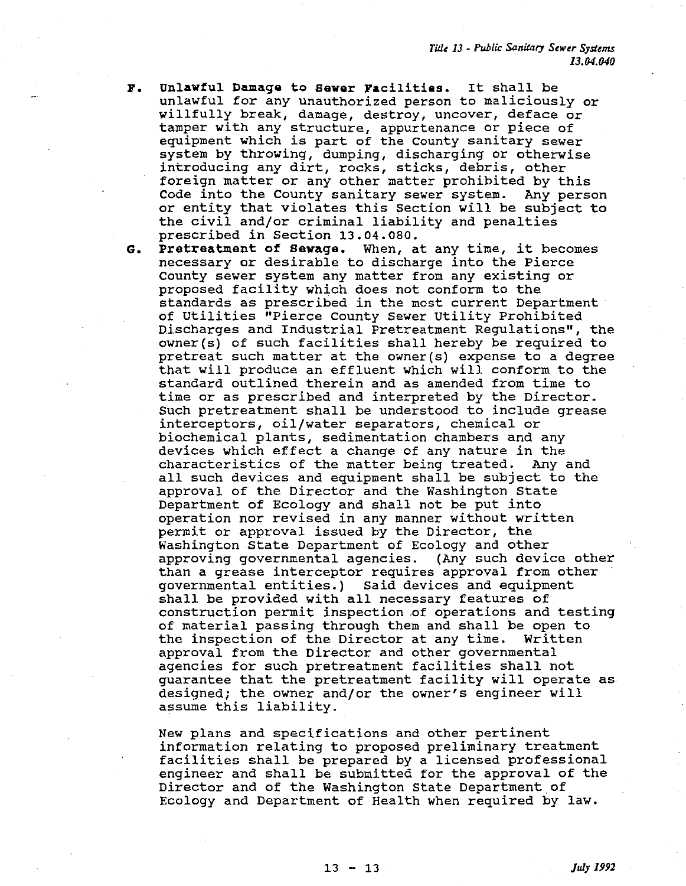F. **Unlawful Damage to Sewer Facilities.** It shall be unlawful for any unauthorized person to maliciously or willfully break, damage, destroy, uncover, deface or tamper with any structure, appurtenance or piece of equipment which is part of the County sanitary sewer system by throwing, dumping, discharging or otherwise introducing any dirt, rocks, sticks, debris, other foreign matter or any other matter prohibited by this Code into the County sanitary sewer system. Any person or entity that violates this Section will be subject to the civil and/or criminal liability and penalties prescribed in Section 13.04.080.

G. **Pretreatment of Sewage.** When, at any time, it becomes necessary or desirable to discharge into the Pierce County sewer system any matter from any existing or proposed facility which does not conform to the standards as prescribed in the most current Department of Utilities "Pierce County Sewer Utility Prohibited Discharges and Industrial Pretreatment Regulations", the owner(s) of such facilities shall hereby be required to pretreat such matter at the owner(s) expense to a degree that will produce an effluent which will conform to the standard outlined therein and as amended from time to time or as prescribed and interpreted by the Director. Such pretreatment shall be understood to include grease interceptors, oil/water separators, chemical or biochemical plants, sedimentation chambers and any devices which effect a change of any nature in the characteristics of the matter being treated. Any and all such devices and equipment shall be subject to the approval of the Director and the Washington State Department of Ecology and shall not be put into operation nor revised in any manner without written permit or approval issued by the Director, the Washington State Department of Ecology and other approving governmental agencies. (Any such device other than a grease interceptor requires approval from other governmental entities.) Said devices and equipment shall be provided with all necessary features of construction permit inspection of operations and testing of material passing through them and shall be open to the inspection of the Director at any time. Written approval from the Director and other governmental agencies for such pretreatment facilities shall not guarantee that the pretreatment facility will operate as designed; the owner and/or the owner's engineer will assume this liability.

   New plans and specifications and other pertinent information relating to proposed preliminary treatment facilities shall be prepared by a licensed professional engineer and shall be submitted for the approval of the Director and of the Washington State Department of Ecology and Department of Health when required by law.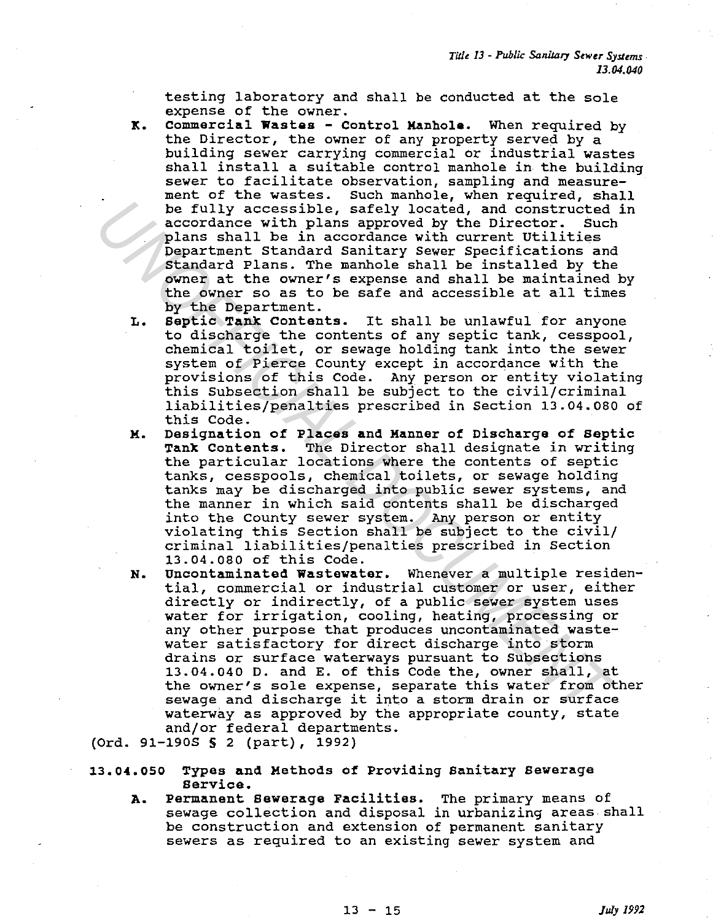testing laboratory and shall be conducted at the sole expense of the owner.

K. **Commercial Wastes - Control Manhole.** When required by the Director, the owner of any property served by a building sewer carrying commercial or industrial wastes shall install a suitable control manhole in the building sewer to facilitate observation, sampling and measurement of the wastes. Such manhole, when required, shall be fully accessible, safely located, and constructed in accordance with plans approved by the Director. Such plans shall be in accordance with current Utilities Department Standard Sanitary Sewer Specifications and Standard Plans. The manhole shall be installed by the owner at the owner's expense and shall be maintained by the owner so as to be safe and accessible at all times by the Department.

L. **Septic Tank Contents.** It shall be unlawful for anyone to discharge the contents of any septic tank, cesspool, chemical toilet, or sewage holding tank into the sewer system of Pierce County except in accordance with the provisions of this Code. Any person or entity violating this Subsection shall be subject to the civil/criminal liabilities/penalties prescribed in Section 13.04.080 of this Code.

M. **Designation of Places and Manner of Discharge of Septic Tank Contents.** The Director shall designate in writing the particular locations where the contents of septic tanks, cesspools, chemical toilets, or sewage holding tanks may be discharged into public sewer systems, and the manner in which said contents shall be discharged into the County sewer system. Any person or entity violating this Section shall be subject to the civil/criminal liabilities/penalties prescribed in Section 13.04.080 of this Code.

N. **Uncontaminated Wastewater.** Whenever a multiple residential, commercial or industrial customer or user, either directly or indirectly, of a public sewer system uses water for irrigation, cooling, heating, processing or any other purpose that produces uncontaminated wastewater satisfactory for direct discharge into storm drains or surface waterways pursuant to Subsections 13.04.040 D. and E. of this Code the, owner shall, at the owner's sole expense, separate this water from other sewage and discharge it into a storm drain or surface waterway as approved by the appropriate county, state and/or federal departments.

(Ord. 91-190S § 2 (part), 1992)

**13.04.050 Types and Methods of Providing Sanitary Sewerage Service.**

A. **Permanent Sewerage Facilities.** The primary means of sewage collection and disposal in urbanizing areas shall be construction and extension of permanent sanitary sewers as required to an existing sewer system and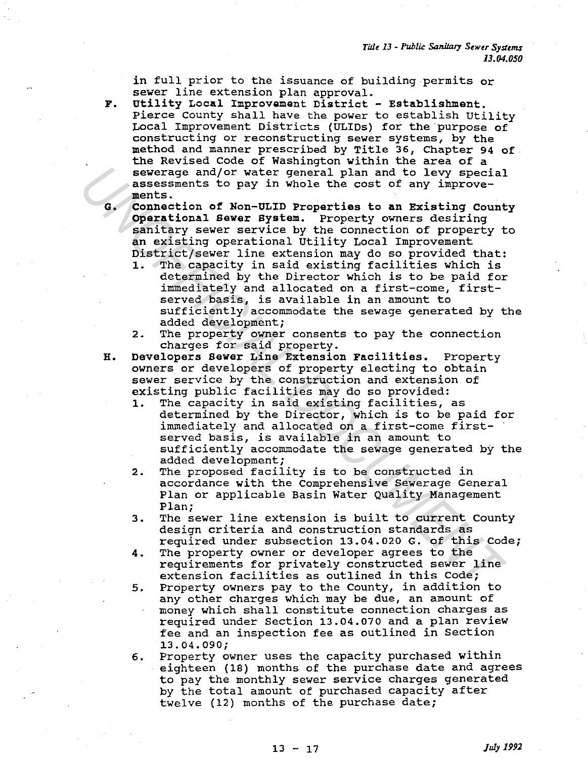in full prior to the issuance of building permits or sewer line extension plan approval.

F. **Utility Local Improvement District - Establishment.** Pierce County shall have the power to establish Utility Local Improvement Districts (ULIDs) for the purpose of constructing or reconstructing sewer systems, by the method and manner prescribed by Title 36, Chapter 94 of the Revised Code of Washington within the area of a sewerage and/or water general plan and to levy special assessments to pay in whole the cost of any improvements.

G. **Connection of Non-ULID Properties to an Existing County Operational Sewer System.** Property owners desiring sanitary sewer service by the connection of property to an existing operational Utility Local Improvement District/sewer line extension may do so provided that:

   1. The capacity in said existing facilities which is determined by the Director which is to be paid for immediately and allocated on a first-come, first-served basis, is available in an amount to sufficiently accommodate the sewage generated by the added development;
   2. The property owner consents to pay the connection charges for said property.

H. **Developers Sewer Line Extension Facilities.** Property owners or developers of property electing to obtain sewer service by the construction and extension of existing public facilities may do so provided:

   1. The capacity in said existing facilities, as determined by the Director, which is to be paid for immediately and allocated on a first-come first-served basis, is available in an amount to sufficiently accommodate the sewage generated by the added development;
   2. The proposed facility is to be constructed in accordance with the Comprehensive Sewerage General Plan or applicable Basin Water Quality Management Plan;
   3. The sewer line extension is built to current County design criteria and construction standards as required under subsection 13.04.020 G. of this Code;
   4. The property owner or developer agrees to the requirements for privately constructed sewer line extension facilities as outlined in this Code;
   5. Property owners pay to the County, in addition to any other charges which may be due, an amount of money which shall constitute connection charges as required under Section 13.04.070 and a plan review fee and an inspection fee as outlined in Section 13.04.090;
   6. Property owner uses the capacity purchased within eighteen (18) months of the purchase date and agrees to pay the monthly sewer service charges generated by the total amount of purchased capacity after twelve (12) months of the purchase date;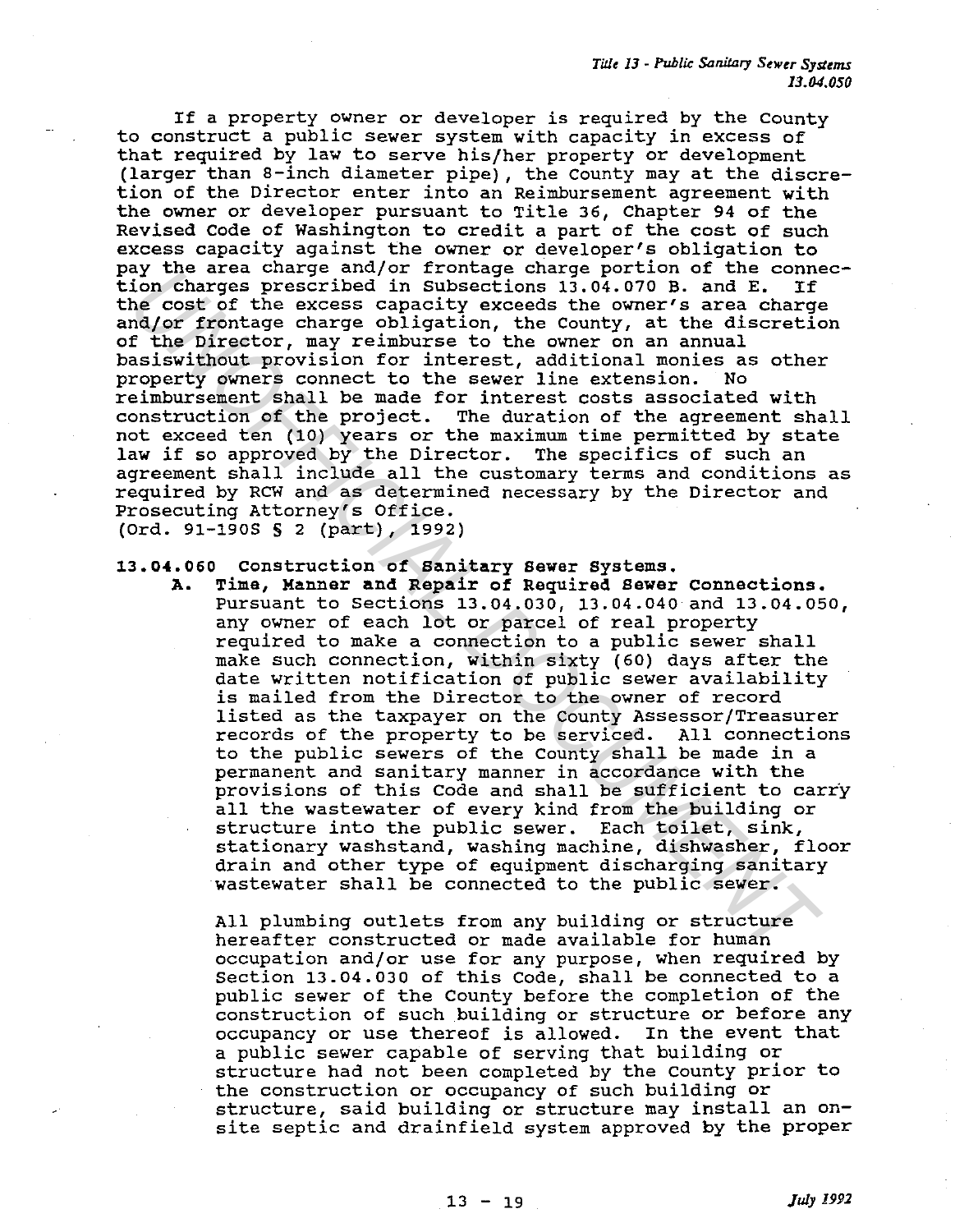If a property owner or developer is required by the County to construct a public sewer system with capacity in excess of that required by law to serve his/her property or development (larger than 8-inch diameter pipe), the County may at the discretion of the Director enter into an Reimbursement agreement with the owner or developer pursuant to Title 36, Chapter 94 of the Revised Code of Washington to credit a part of the cost of such excess capacity against the owner or developer's obligation to pay the area charge and/or frontage charge portion of the connection charges prescribed in Subsections 13.04.070 B. and E. If the cost of the excess capacity exceeds the owner's area charge and/or frontage charge obligation, the County, at the discretion of the Director, may reimburse to the owner on an annual basiswithout provision for interest, additional monies as other property owners connect to the sewer line extension. No reimbursement shall be made for interest costs associated with construction of the project. The duration of the agreement shall not exceed ten (10) years or the maximum time permitted by state law if so approved by the Director. The specifics of such an agreement shall include all the customary terms and conditions as required by RCW and as determined necessary by the Director and Prosecuting Attorney's Office.
(Ord. 91-190S § 2 (part), 1992)

**13.04.060 Construction of Sanitary Sewer Systems.**

**A. Time, Manner and Repair of Required Sewer Connections.** Pursuant to Sections 13.04.030, 13.04.040 and 13.04.050, any owner of each lot or parcel of real property required to make a connection to a public sewer shall make such connection, within sixty (60) days after the date written notification of public sewer availability is mailed from the Director to the owner of record listed as the taxpayer on the County Assessor/Treasurer records of the property to be serviced. All connections to the public sewers of the County shall be made in a permanent and sanitary manner in accordance with the provisions of this Code and shall be sufficient to carry all the wastewater of every kind from the building or structure into the public sewer. Each toilet, sink, stationary washstand, washing machine, dishwasher, floor drain and other type of equipment discharging sanitary wastewater shall be connected to the public sewer.

All plumbing outlets from any building or structure hereafter constructed or made available for human occupation and/or use for any purpose, when required by Section 13.04.030 of this Code, shall be connected to a public sewer of the County before the completion of the construction of such building or structure or before any occupancy or use thereof is allowed. In the event that a public sewer capable of serving that building or structure had not been completed by the County prior to the construction or occupancy of such building or structure, said building or structure may install an on-site septic and drainfield system approved by the proper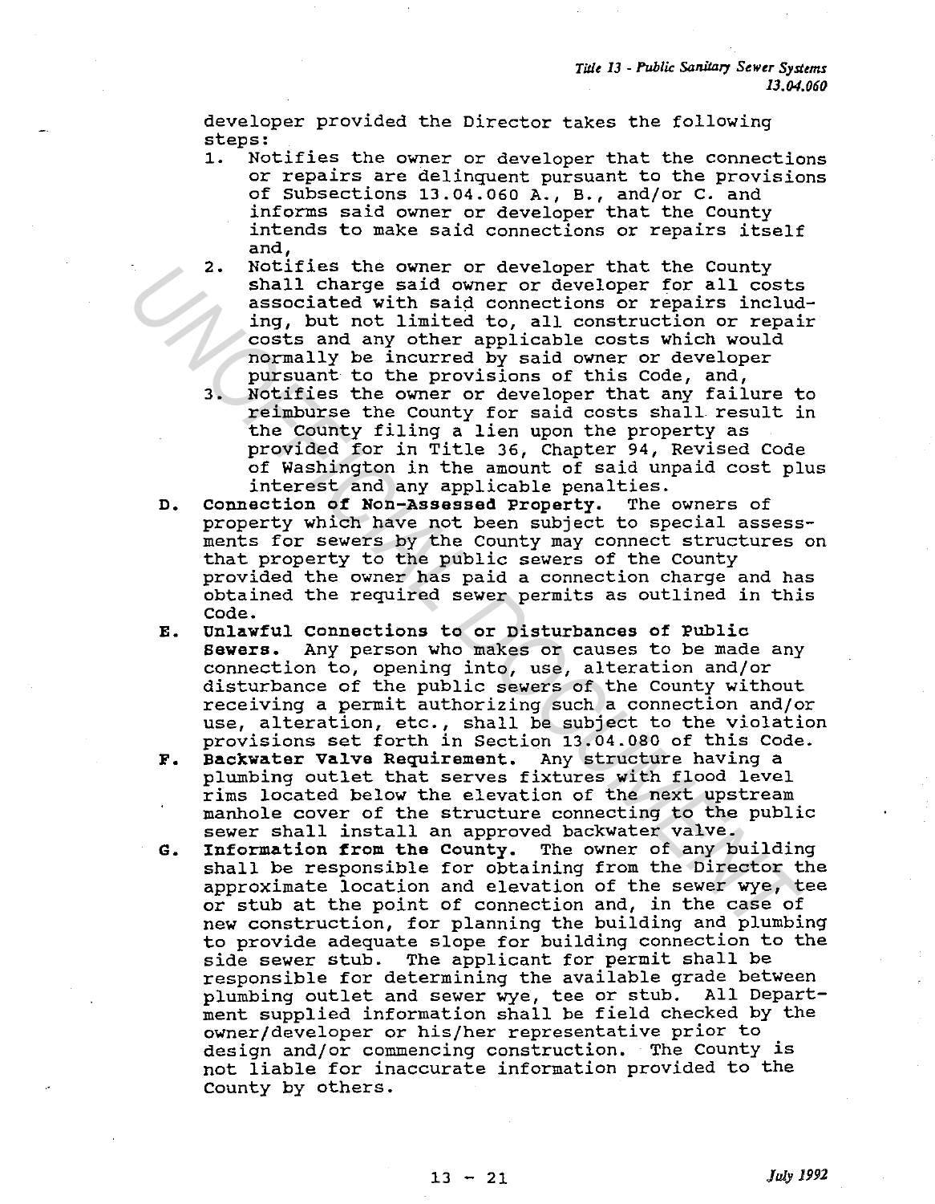developer provided the Director takes the following steps:

1. Notifies the owner or developer that the connections or repairs are delinquent pursuant to the provisions of Subsections 13.04.060 A., B., and/or C. and informs said owner or developer that the County intends to make said connections or repairs itself and,
2. Notifies the owner or developer that the County shall charge said owner or developer for all costs associated with said connections or repairs including, but not limited to, all construction or repair costs and any other applicable costs which would normally be incurred by said owner or developer pursuant to the provisions of this Code, and,
3. Notifies the owner or developer that any failure to reimburse the County for said costs shall result in the County filing a lien upon the property as provided for in Title 36, Chapter 94, Revised Code of Washington in the amount of said unpaid cost plus interest and any applicable penalties.

D. **Connection of Non-Assessed Property.** The owners of property which have not been subject to special assessments for sewers by the County may connect structures on that property to the public sewers of the County provided the owner has paid a connection charge and has obtained the required sewer permits as outlined in this Code.

E. **Unlawful Connections to or Disturbances of Public Sewers.** Any person who makes or causes to be made any connection to, opening into, use, alteration and/or disturbance of the public sewers of the County without receiving a permit authorizing such a connection and/or use, alteration, etc., shall be subject to the violation provisions set forth in Section 13.04.080 of this Code.

F. **Backwater Valve Requirement.** Any structure having a plumbing outlet that serves fixtures with flood level rims located below the elevation of the next upstream manhole cover of the structure connecting to the public sewer shall install an approved backwater valve.

G. **Information from the County.** The owner of any building shall be responsible for obtaining from the Director the approximate location and elevation of the sewer wye, tee or stub at the point of connection and, in the case of new construction, for planning the building and plumbing to provide adequate slope for building connection to the side sewer stub. The applicant for permit shall be responsible for determining the available grade between plumbing outlet and sewer wye, tee or stub. All Department supplied information shall be field checked by the owner/developer or his/her representative prior to design and/or commencing construction. The County is not liable for inaccurate information provided to the County by others.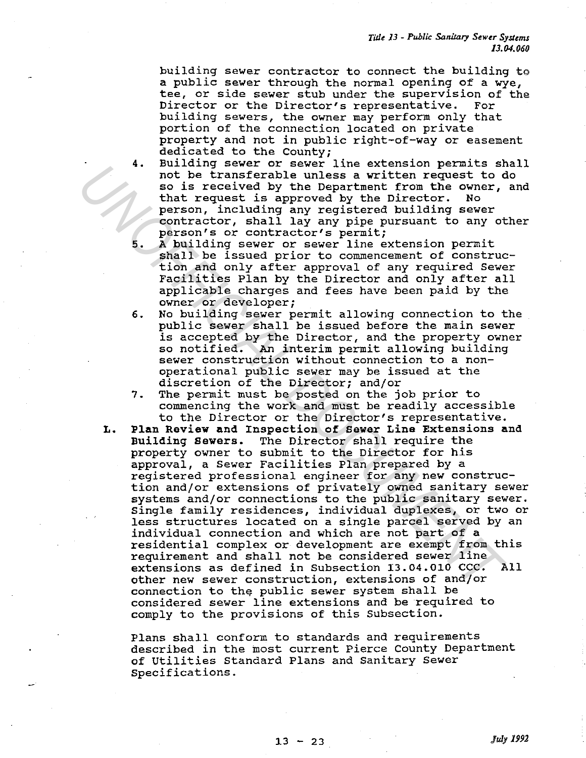building sewer contractor to connect the building to a public sewer through the normal opening of a wye, tee, or side sewer stub under the supervision of the Director or the Director's representative. For building sewers, the owner may perform only that portion of the connection located on private property and not in public right-of-way or easement dedicated to the County;

4. Building sewer or sewer line extension permits shall not be transferable unless a written request to do so is received by the Department from the owner, and that request is approved by the Director. No person, including any registered building sewer contractor, shall lay any pipe pursuant to any other person's or contractor's permit;
5. A building sewer or sewer line extension permit shall be issued prior to commencement of construction and only after approval of any required Sewer Facilities Plan by the Director and only after all applicable charges and fees have been paid by the owner or developer;
6. No building sewer permit allowing connection to the public sewer shall be issued before the main sewer is accepted by the Director, and the property owner so notified. An interim permit allowing building sewer construction without connection to a non-operational public sewer may be issued at the discretion of the Director; and/or
7. The permit must be posted on the job prior to commencing the work and must be readily accessible to the Director or the Director's representative.

L. **Plan Review and Inspection of Sewer Line Extensions and Building Sewers.** The Director shall require the property owner to submit to the Director for his approval, a Sewer Facilities Plan prepared by a registered professional engineer for any new construction and/or extensions of privately owned sanitary sewer systems and/or connections to the public sanitary sewer. Single family residences, individual duplexes, or two or less structures located on a single parcel served by an individual connection and which are not part of a residential complex or development are exempt from this requirement and shall not be considered sewer line extensions as defined in Subsection 13.04.010 CCC. All other new sewer construction, extensions of and/or connection to the public sewer system shall be considered sewer line extensions and be required to comply to the provisions of this Subsection.

Plans shall conform to standards and requirements described in the most current Pierce County Department of Utilities Standard Plans and Sanitary Sewer Specifications.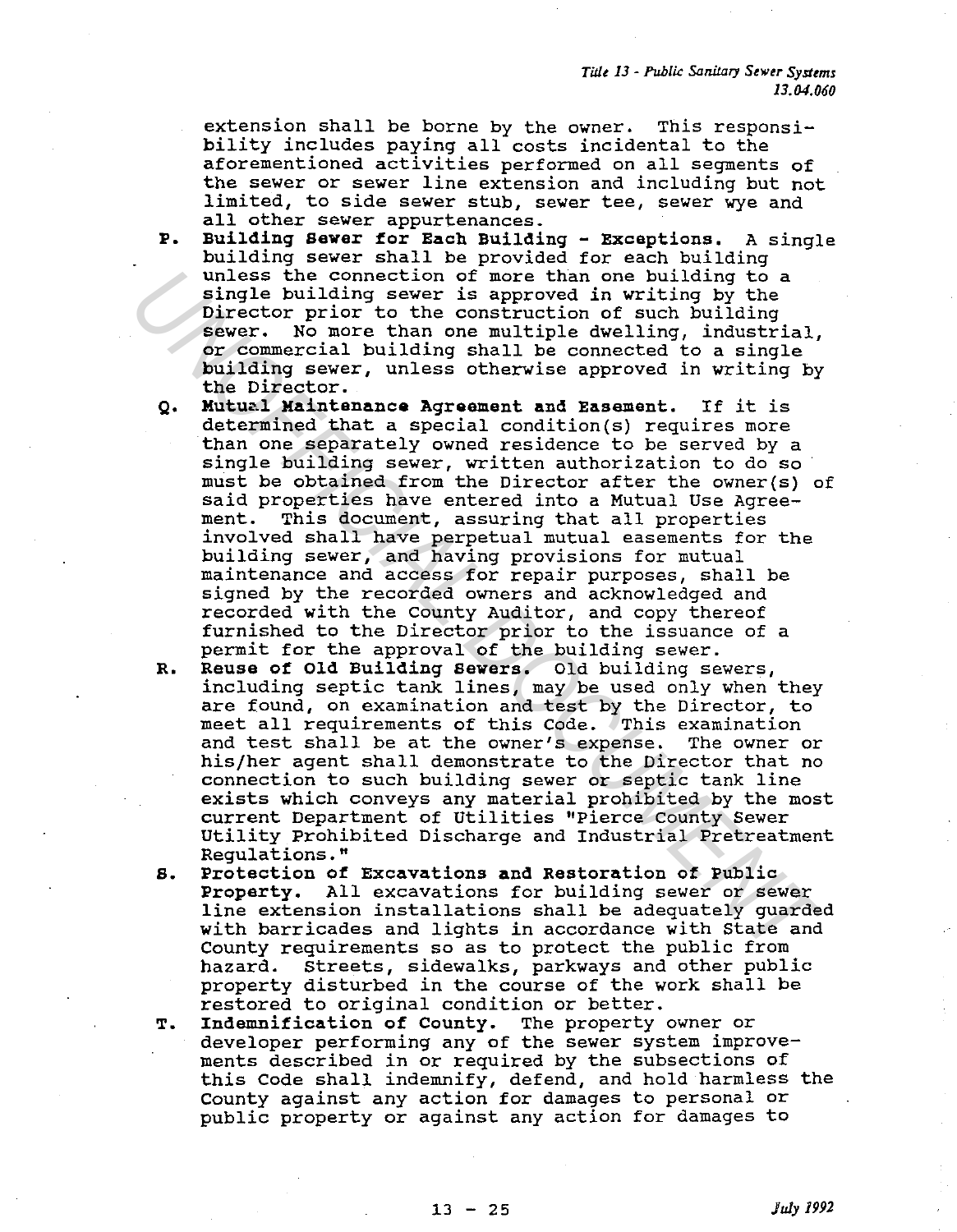extension shall be borne by the owner. This responsibility includes paying all costs incidental to the aforementioned activities performed on all segments of the sewer or sewer line extension and including but not limited, to side sewer stub, sewer tee, sewer wye and all other sewer appurtenances.

P. **Building Sewer for Each Building - Exceptions.** A single building sewer shall be provided for each building unless the connection of more than one building to a single building sewer is approved in writing by the Director prior to the construction of such building sewer. No more than one multiple dwelling, industrial, or commercial building shall be connected to a single building sewer, unless otherwise approved in writing by the Director.

Q. **Mutual Maintenance Agreement and Easement.** If it is determined that a special condition(s) requires more than one separately owned residence to be served by a single building sewer, written authorization to do so must be obtained from the Director after the owner(s) of said properties have entered into a Mutual Use Agreement. This document, assuring that all properties involved shall have perpetual mutual easements for the building sewer, and having provisions for mutual maintenance and access for repair purposes, shall be signed by the recorded owners and acknowledged and recorded with the County Auditor, and copy thereof furnished to the Director prior to the issuance of a permit for the approval of the building sewer.

R. **Reuse of Old Building Sewers.** Old building sewers, including septic tank lines, may be used only when they are found, on examination and test by the Director, to meet all requirements of this Code. This examination and test shall be at the owner's expense. The owner or his/her agent shall demonstrate to the Director that no connection to such building sewer or septic tank line exists which conveys any material prohibited by the most current Department of Utilities "Pierce County Sewer Utility Prohibited Discharge and Industrial Pretreatment Regulations."

S. **Protection of Excavations and Restoration of Public Property.** All excavations for building sewer or sewer line extension installations shall be adequately guarded with barricades and lights in accordance with State and County requirements so as to protect the public from hazard. Streets, sidewalks, parkways and other public property disturbed in the course of the work shall be restored to original condition or better.

T. **Indemnification of County.** The property owner or developer performing any of the sewer system improvements described in or required by the subsections of this Code shall indemnify, defend, and hold harmless the County against any action for damages to personal or public property or against any action for damages to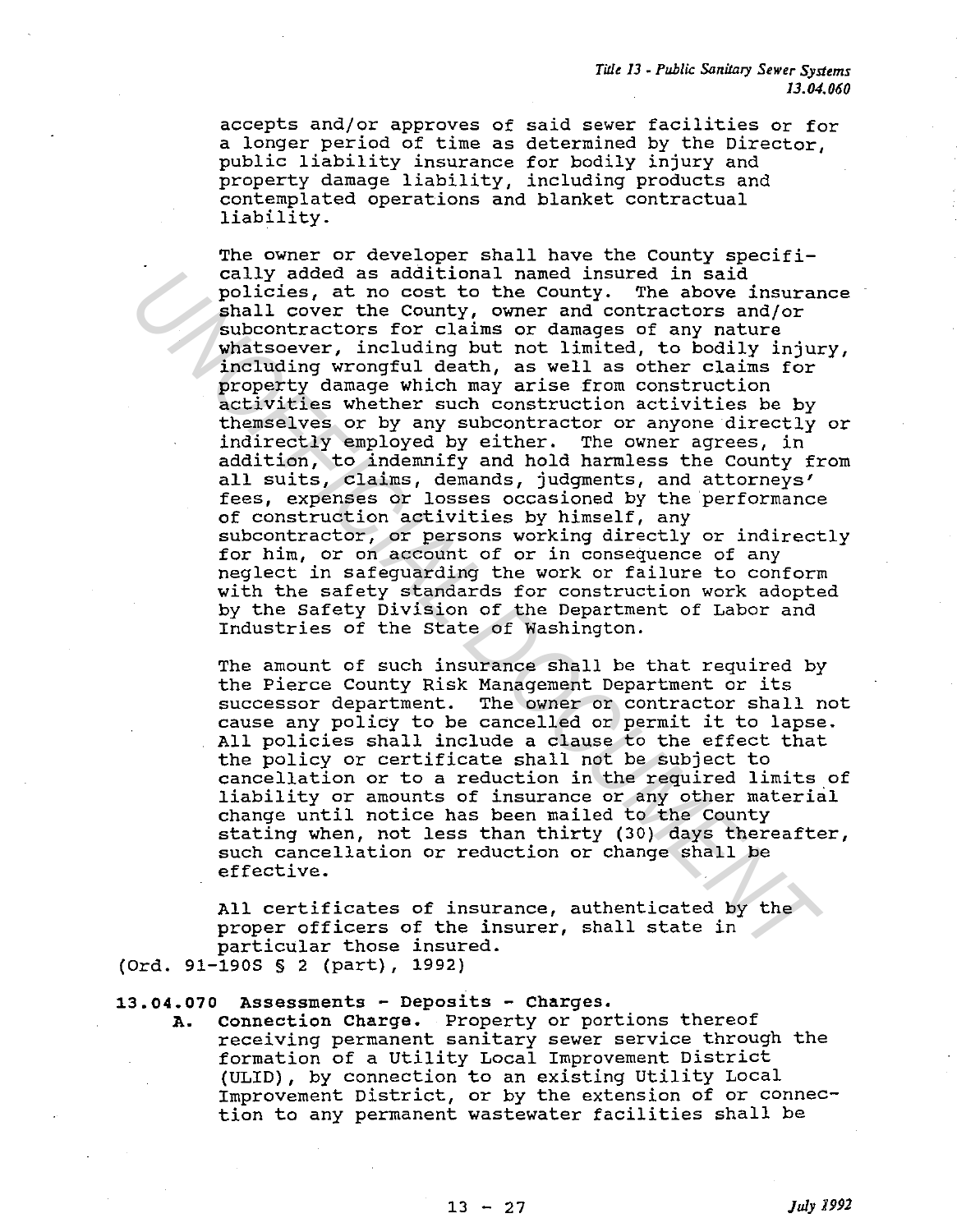accepts and/or approves of said sewer facilities or for a longer period of time as determined by the Director, public liability insurance for bodily injury and property damage liability, including products and contemplated operations and blanket contractual liability.

The owner or developer shall have the County specifically added as additional named insured in said policies, at no cost to the County. The above insurance shall cover the County, owner and contractors and/or subcontractors for claims or damages of any nature whatsoever, including but not limited, to bodily injury, including wrongful death, as well as other claims for property damage which may arise from construction activities whether such construction activities be by themselves or by any subcontractor or anyone directly or indirectly employed by either. The owner agrees, in addition, to indemnify and hold harmless the County from all suits, claims, demands, judgments, and attorneys' fees, expenses or losses occasioned by the performance of construction activities by himself, any subcontractor, or persons working directly or indirectly for him, or on account of or in consequence of any neglect in safeguarding the work or failure to conform with the safety standards for construction work adopted by the Safety Division of the Department of Labor and Industries of the State of Washington.

The amount of such insurance shall be that required by the Pierce County Risk Management Department or its successor department. The owner or contractor shall not cause any policy to be cancelled or permit it to lapse. All policies shall include a clause to the effect that the policy or certificate shall not be subject to cancellation or to a reduction in the required limits of liability or amounts of insurance or any other material change until notice has been mailed to the County stating when, not less than thirty (30) days thereafter, such cancellation or reduction or change shall be effective.

All certificates of insurance, authenticated by the proper officers of the insurer, shall state in particular those insured.

(Ord. 91-190S § 2 (part), 1992)

**13.04.070 Assessments - Deposits - Charges.**

**A. Connection Charge.** Property or portions thereof receiving permanent sanitary sewer service through the formation of a Utility Local Improvement District (ULID), by connection to an existing Utility Local Improvement District, or by the extension of or connection to any permanent wastewater facilities shall be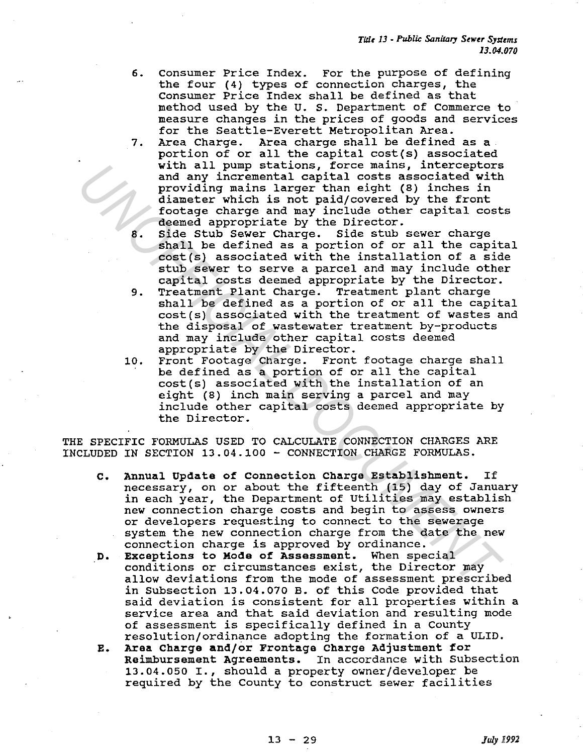6. Consumer Price Index. For the purpose of defining the four (4) types of connection charges, the Consumer Price Index shall be defined as that method used by the U. S. Department of Commerce to measure changes in the prices of goods and services for the Seattle-Everett Metropolitan Area.
7. Area Charge. Area charge shall be defined as a portion of or all the capital cost(s) associated with all pump stations, force mains, interceptors and any incremental capital costs associated with providing mains larger than eight (8) inches in diameter which is not paid/covered by the front footage charge and may include other capital costs deemed appropriate by the Director.
8. Side Stub Sewer Charge. Side stub sewer charge shall be defined as a portion of or all the capital cost(s) associated with the installation of a side stub sewer to serve a parcel and may include other capital costs deemed appropriate by the Director.
9. Treatment Plant Charge. Treatment plant charge shall be defined as a portion of or all the capital cost(s) associated with the treatment of wastes and the disposal of wastewater treatment by-products and may include other capital costs deemed appropriate by the Director.
10. Front Footage Charge. Front footage charge shall be defined as a portion of or all the capital cost(s) associated with the installation of an eight (8) inch main serving a parcel and may include other capital costs deemed appropriate by the Director.

THE SPECIFIC FORMULAS USED TO CALCULATE CONNECTION CHARGES ARE INCLUDED IN SECTION 13.04.100 - CONNECTION CHARGE FORMULAS.

C. **Annual Update of Connection Charge Establishment.** If necessary, on or about the fifteenth (15) day of January in each year, the Department of Utilities may establish new connection charge costs and begin to assess owners or developers requesting to connect to the sewerage system the new connection charge from the date the new connection charge is approved by ordinance.

D. **Exceptions to Mode of Assessment.** When special conditions or circumstances exist, the Director may allow deviations from the mode of assessment prescribed in Subsection 13.04.070 B. of this Code provided that said deviation is consistent for all properties within a service area and that said deviation and resulting mode of assessment is specifically defined in a County resolution/ordinance adopting the formation of a ULID.

E. **Area Charge and/or Frontage Charge Adjustment for Reimbursement Agreements.** In accordance with Subsection 13.04.050 I., should a property owner/developer be required by the County to construct sewer facilities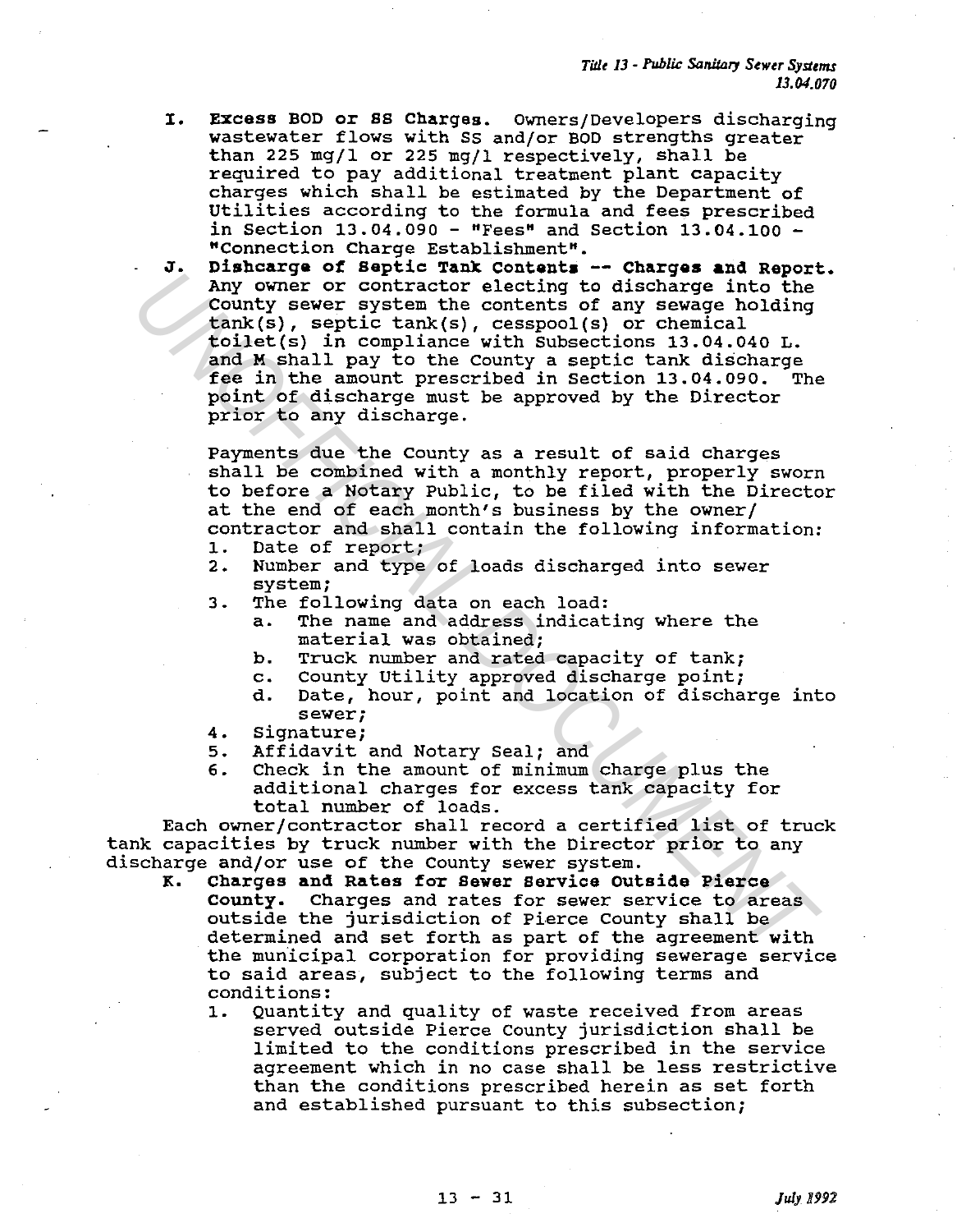I. **Excess BOD or SS Charges.** Owners/Developers discharging wastewater flows with SS and/or BOD strengths greater than 225 mg/l or 225 mg/l respectively, shall be required to pay additional treatment plant capacity charges which shall be estimated by the Department of Utilities according to the formula and fees prescribed in Section 13.04.090 - "Fees" and Section 13.04.100 - "Connection Charge Establishment".

J. **Dishcarge of Septic Tank Contents -- Charges and Report.** Any owner or contractor electing to discharge into the County sewer system the contents of any sewage holding tank(s), septic tank(s), cesspool(s) or chemical toilet(s) in compliance with Subsections 13.04.040 L. and M shall pay to the County a septic tank discharge fee in the amount prescribed in Section 13.04.090. The point of discharge must be approved by the Director prior to any discharge.

   Payments due the County as a result of said charges shall be combined with a monthly report, properly sworn to before a Notary Public, to be filed with the Director at the end of each month's business by the owner/contractor and shall contain the following information:

   1. Date of report;
   2. Number and type of loads discharged into sewer system;
   3. The following data on each load:
      a. The name and address indicating where the material was obtained;
      b. Truck number and rated capacity of tank;
      c. County Utility approved discharge point;
      d. Date, hour, point and location of discharge into sewer;
   4. Signature;
   5. Affidavit and Notary Seal; and
   6. Check in the amount of minimum charge plus the additional charges for excess tank capacity for total number of loads.

   Each owner/contractor shall record a certified list of truck tank capacities by truck number with the Director prior to any discharge and/or use of the County sewer system.

K. **Charges and Rates for Sewer Service Outside Pierce County.** Charges and rates for sewer service to areas outside the jurisdiction of Pierce County shall be determined and set forth as part of the agreement with the municipal corporation for providing sewerage service to said areas, subject to the following terms and conditions:

   1. Quantity and quality of waste received from areas served outside Pierce County jurisdiction shall be limited to the conditions prescribed in the service agreement which in no case shall be less restrictive than the conditions prescribed herein as set forth and established pursuant to this subsection;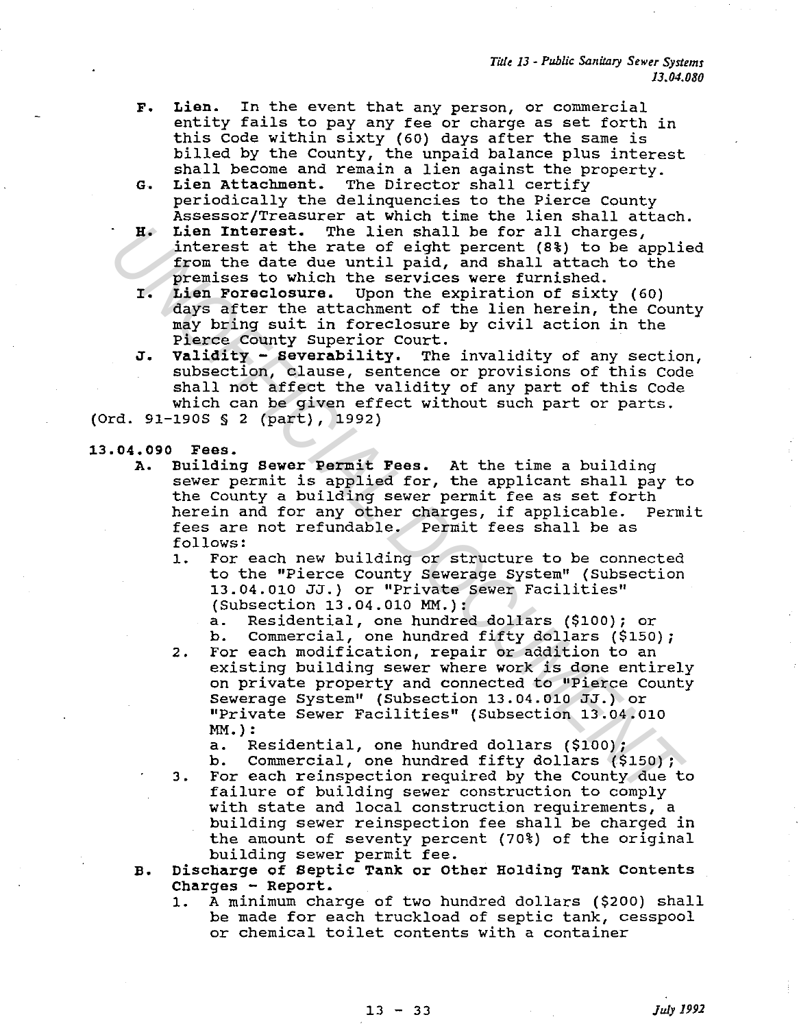F. **Lien.** In the event that any person, or commercial entity fails to pay any fee or charge as set forth in this Code within sixty (60) days after the same is billed by the County, the unpaid balance plus interest shall become and remain a lien against the property.

G. **Lien Attachment.** The Director shall certify periodically the delinquencies to the Pierce County Assessor/Treasurer at which time the lien shall attach.

H. **Lien Interest.** The lien shall be for all charges, interest at the rate of eight percent (8%) to be applied from the date due until paid, and shall attach to the premises to which the services were furnished.

I. **Lien Foreclosure.** Upon the expiration of sixty (60) days after the attachment of the lien herein, the County may bring suit in foreclosure by civil action in the Pierce County Superior Court.

J. **Validity - Severability.** The invalidity of any section, subsection, clause, sentence or provisions of this Code shall not affect the validity of any part of this Code which can be given effect without such part or parts.

(Ord. 91-190S § 2 (part), 1992)

**13.04.090 Fees.**

A. **Building Sewer Permit Fees.** At the time a building sewer permit is applied for, the applicant shall pay to the County a building sewer permit fee as set forth herein and for any other charges, if applicable. Permit fees are not refundable. Permit fees shall be as follows:

1. For each new building or structure to be connected to the "Pierce County Sewerage System" (Subsection 13.04.010 JJ.) or "Private Sewer Facilities" (Subsection 13.04.010 MM.):
   a. Residential, one hundred dollars ($100); or
   b. Commercial, one hundred fifty dollars ($150);
2. For each modification, repair or addition to an existing building sewer where work is done entirely on private property and connected to "Pierce County Sewerage System" (Subsection 13.04.010 JJ.) or "Private Sewer Facilities" (Subsection 13.04.010 MM.):
   a. Residential, one hundred dollars ($100);
   b. Commercial, one hundred fifty dollars ($150);
3. For each reinspection required by the County due to failure of building sewer construction to comply with state and local construction requirements, a building sewer reinspection fee shall be charged in the amount of seventy percent (70%) of the original building sewer permit fee.

B. **Discharge of Septic Tank or Other Holding Tank Contents Charges - Report.**

1. A minimum charge of two hundred dollars ($200) shall be made for each truckload of septic tank, cesspool or chemical toilet contents with a container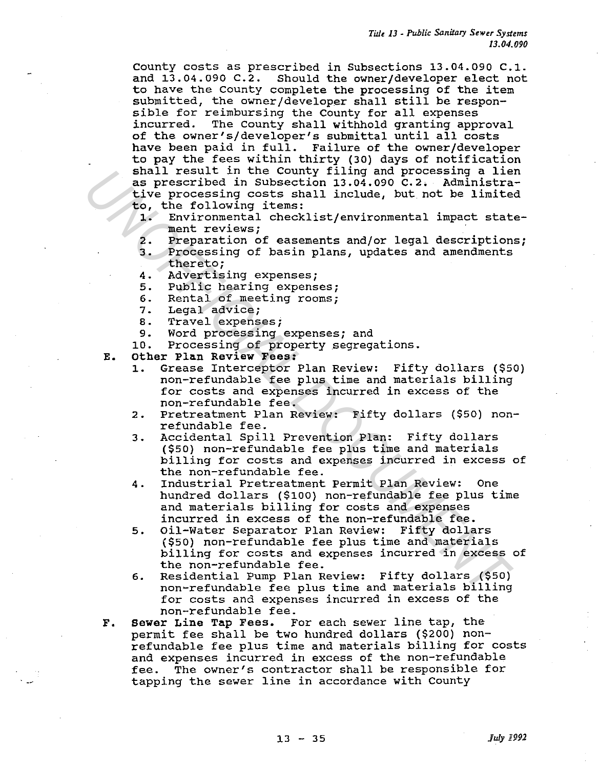County costs as prescribed in Subsections 13.04.090 C.1. and 13.04.090 C.2. Should the owner/developer elect not to have the County complete the processing of the item submitted, the owner/developer shall still be responsible for reimbursing the County for all expenses incurred. The County shall withhold granting approval of the owner's/developer's submittal until all costs have been paid in full. Failure of the owner/developer to pay the fees within thirty (30) days of notification shall result in the County filing and processing a lien as prescribed in Subsection 13.04.090 C.2. Administrative processing costs shall include, but not be limited to, the following items:

1. Environmental checklist/environmental impact statement reviews;
2. Preparation of easements and/or legal descriptions;
3. Processing of basin plans, updates and amendments thereto;
4. Advertising expenses;
5. Public hearing expenses;
6. Rental of meeting rooms;
7. Legal advice;
8. Travel expenses;
9. Word processing expenses; and
10. Processing of property segregations.

**E. Other Plan Review Fees:**

1. Grease Interceptor Plan Review: Fifty dollars ($50) non-refundable fee plus time and materials billing for costs and expenses incurred in excess of the non-refundable fee.
2. Pretreatment Plan Review: Fifty dollars ($50) non-refundable fee.
3. Accidental Spill Prevention Plan: Fifty dollars ($50) non-refundable fee plus time and materials billing for costs and expenses incurred in excess of the non-refundable fee.
4. Industrial Pretreatment Permit Plan Review: One hundred dollars ($100) non-refundable fee plus time and materials billing for costs and expenses incurred in excess of the non-refundable fee.
5. Oil-Water Separator Plan Review: Fifty dollars ($50) non-refundable fee plus time and materials billing for costs and expenses incurred in excess of the non-refundable fee.
6. Residential Pump Plan Review: Fifty dollars ($50) non-refundable fee plus time and materials billing for costs and expenses incurred in excess of the non-refundable fee.

**F. Sewer Line Tap Fees.** For each sewer line tap, the permit fee shall be two hundred dollars ($200) non-refundable fee plus time and materials billing for costs and expenses incurred in excess of the non-refundable fee. The owner's contractor shall be responsible for tapping the sewer line in accordance with County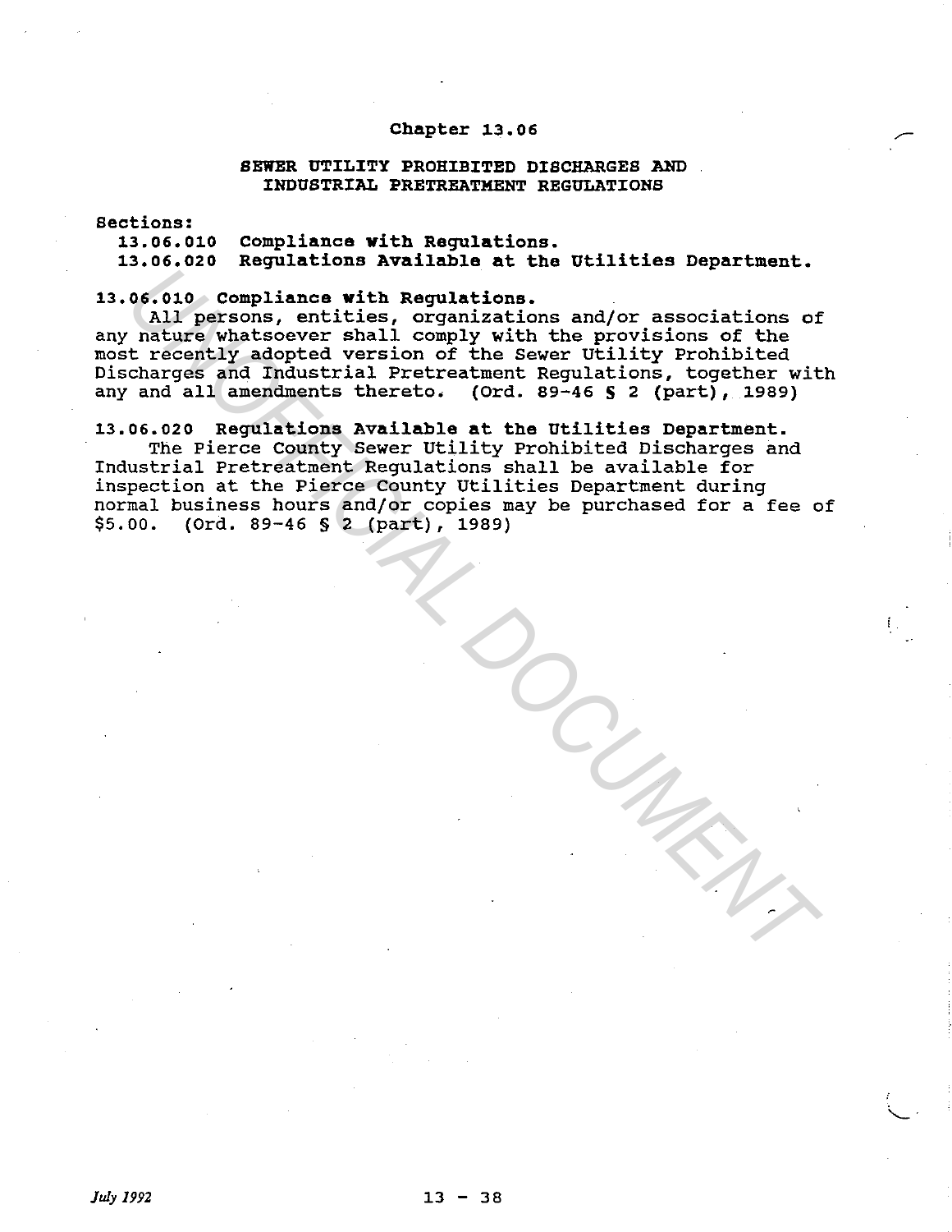# Chapter 13.06

## SEWER UTILITY PROHIBITED DISCHARGES AND INDUSTRIAL PRETREATMENT REGULATIONS

**Sections:**

**13.06.010 Compliance with Regulations.**
**13.06.020 Regulations Available at the Utilities Department.**

### 13.06.010 Compliance with Regulations.

All persons, entities, organizations and/or associations of any nature whatsoever shall comply with the provisions of the most recently adopted version of the Sewer Utility Prohibited Discharges and Industrial Pretreatment Regulations, together with any and all amendments thereto. (Ord. 89-46 § 2 (part), 1989)

### 13.06.020 Regulations Available at the Utilities Department.

The Pierce County Sewer Utility Prohibited Discharges and Industrial Pretreatment Regulations shall be available for inspection at the Pierce County Utilities Department during normal business hours and/or copies may be purchased for a fee of $5.00. (Ord. 89-46 § 2 (part), 1989)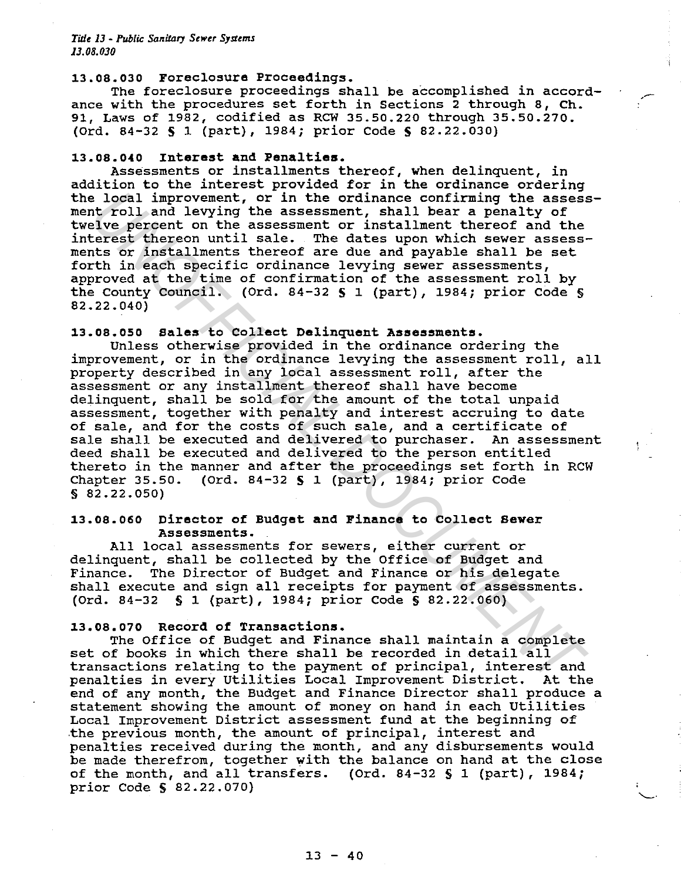### 13.08.030 Foreclosure Proceedings.

The foreclosure proceedings shall be accomplished in accordance with the procedures set forth in Sections 2 through 8, Ch. 91, Laws of 1982, codified as RCW 35.50.220 through 35.50.270. (Ord. 84-32 § 1 (part), 1984; prior Code § 82.22.030)

### 13.08.040 Interest and Penalties.

Assessments or installments thereof, when delinquent, in addition to the interest provided for in the ordinance ordering the local improvement, or in the ordinance confirming the assessment roll and levying the assessment, shall bear a penalty of twelve percent on the assessment or installment thereof and the interest thereon until sale. The dates upon which sewer assessments or installments thereof are due and payable shall be set forth in each specific ordinance levying sewer assessments, approved at the time of confirmation of the assessment roll by the County Council. (Ord. 84-32 § 1 (part), 1984; prior Code § 82.22.040)

### 13.08.050 Sales to Collect Delinquent Assessments.

Unless otherwise provided in the ordinance ordering the improvement, or in the ordinance levying the assessment roll, all property described in any local assessment roll, after the assessment or any installment thereof shall have become delinquent, shall be sold for the amount of the total unpaid assessment, together with penalty and interest accruing to date of sale, and for the costs of such sale, and a certificate of sale shall be executed and delivered to purchaser. An assessment deed shall be executed and delivered to the person entitled thereto in the manner and after the proceedings set forth in RCW Chapter 35.50. (Ord. 84-32 § 1 (part), 1984; prior Code § 82.22.050)

### 13.08.060 Director of Budget and Finance to Collect Sewer Assessments.

All local assessments for sewers, either current or delinquent, shall be collected by the Office of Budget and Finance. The Director of Budget and Finance or his delegate shall execute and sign all receipts for payment of assessments. (Ord. 84-32 § 1 (part), 1984; prior Code § 82.22.060)

### 13.08.070 Record of Transactions.

The Office of Budget and Finance shall maintain a complete set of books in which there shall be recorded in detail all transactions relating to the payment of principal, interest and penalties in every Utilities Local Improvement District. At the end of any month, the Budget and Finance Director shall produce a statement showing the amount of money on hand in each Utilities Local Improvement District assessment fund at the beginning of the previous month, the amount of principal, interest and penalties received during the month, and any disbursements would be made therefrom, together with the balance on hand at the close of the month, and all transfers. (Ord. 84-32 § 1 (part), 1984; prior Code § 82.22.070)